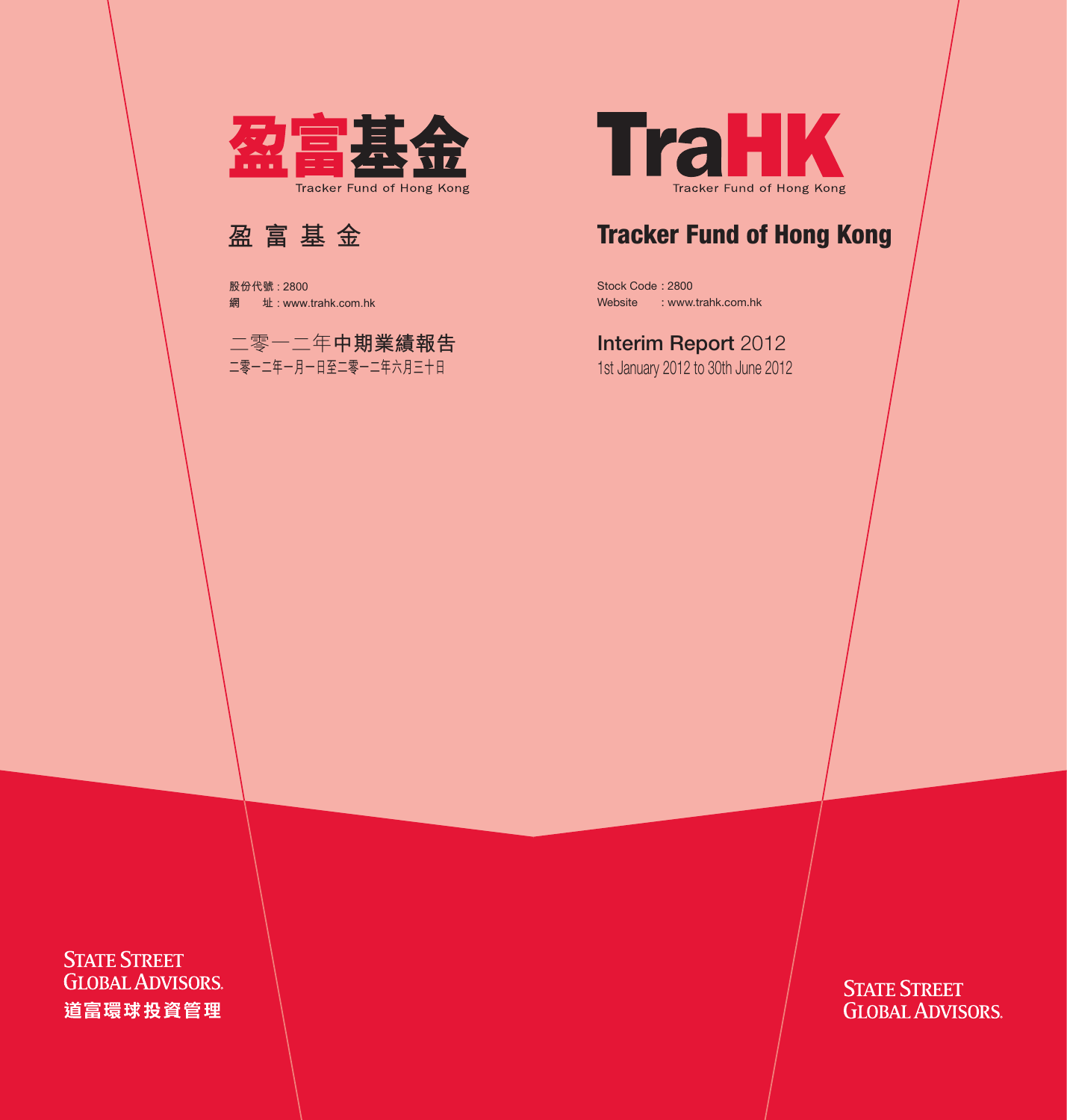# 盈富基金

Tracker Fund of Hong Kong

## 盈 富 基 金

股份代號 : 2800
網　　址 : www.trahk.com.hk

二零一二年中期業績報告
二零一二年一月一日至二零一二年六月三十日

# TraHK

Tracker Fund of Hong Kong

## Tracker Fund of Hong Kong

Stock Code : 2800
Website : www.trahk.com.hk

Interim Report 2012
1st January 2012 to 30th June 2012

STATE STREET GLOBAL ADVISORS.
道富環球投資管理

STATE STREET GLOBAL ADVISORS.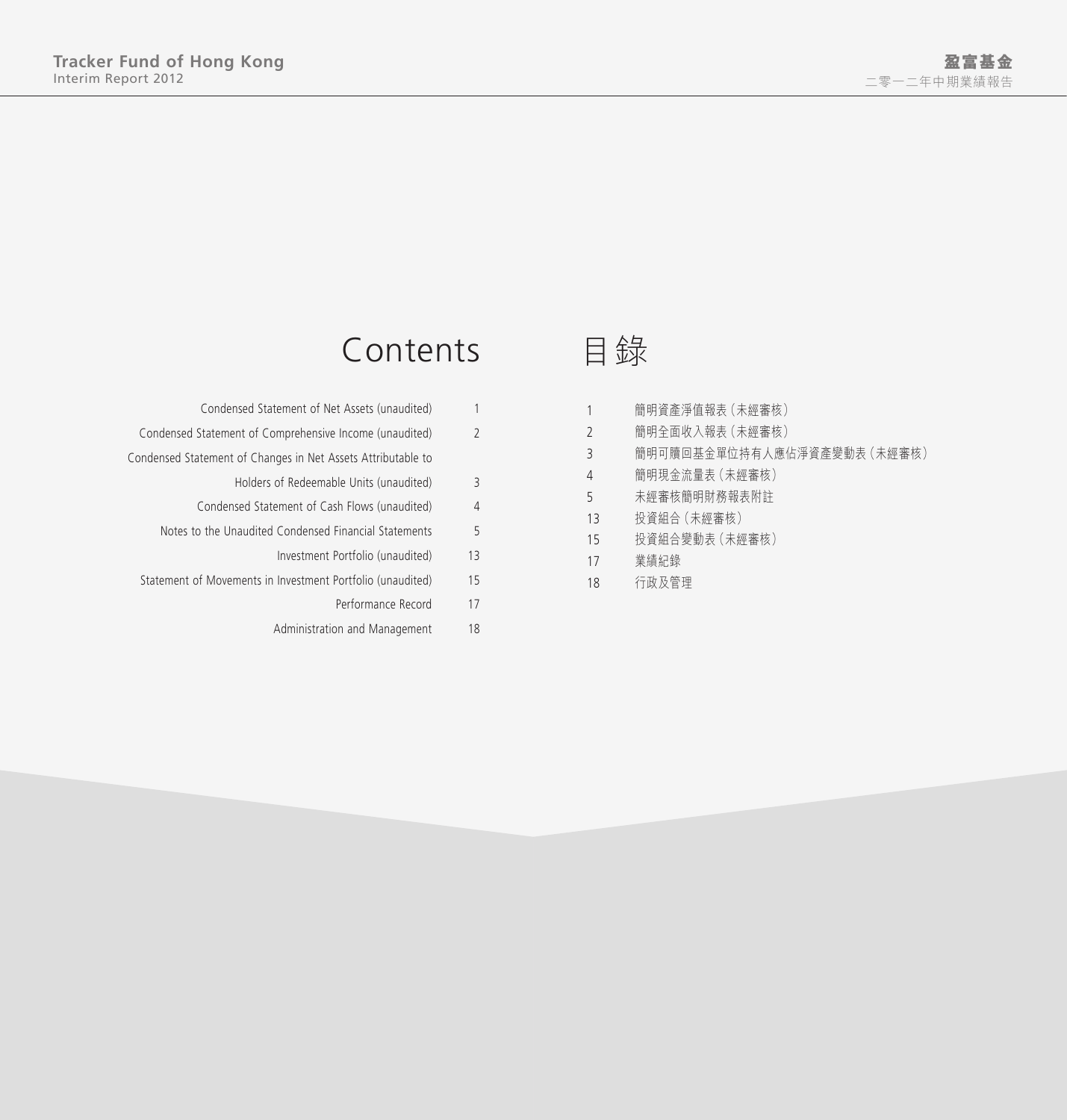# Contents

| | |
|---|---|
| Condensed Statement of Net Assets (unaudited) | 1 |
| Condensed Statement of Comprehensive Income (unaudited) | 2 |
| Condensed Statement of Changes in Net Assets Attributable to Holders of Redeemable Units (unaudited) | 3 |
| Condensed Statement of Cash Flows (unaudited) | 4 |
| Notes to the Unaudited Condensed Financial Statements | 5 |
| Investment Portfolio (unaudited) | 13 |
| Statement of Movements in Investment Portfolio (unaudited) | 15 |
| Performance Record | 17 |
| Administration and Management | 18 |

# 目錄

| | |
|---|---|
| 1 | 簡明資產淨值報表（未經審核） |
| 2 | 簡明全面收入報表（未經審核） |
| 3 | 簡明可贖回基金單位持有人應佔淨資產變動表（未經審核） |
| 4 | 簡明現金流量表（未經審核） |
| 5 | 未經審核簡明財務報表附註 |
| 13 | 投資組合（未經審核） |
| 15 | 投資組合變動表（未經審核） |
| 17 | 業績紀錄 |
| 18 | 行政及管理 |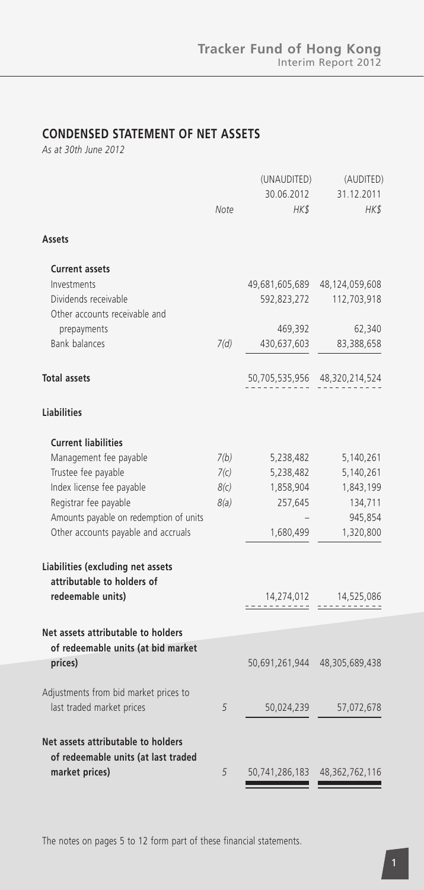## CONDENSED STATEMENT OF NET ASSETS

*As at 30th June 2012*

| | Note | (UNAUDITED) 30.06.2012 HK$ | (AUDITED) 31.12.2011 HK$ |
|---|---|---|---|
| **Assets** | | | |
| **Current assets** | | | |
| Investments | | 49,681,605,689 | 48,124,059,608 |
| Dividends receivable | | 592,823,272 | 112,703,918 |
| Other accounts receivable and prepayments | | 469,392 | 62,340 |
| Bank balances | 7(d) | 430,637,603 | 83,388,658 |
| **Total assets** | | 50,705,535,956 | 48,320,214,524 |
| **Liabilities** | | | |
| **Current liabilities** | | | |
| Management fee payable | 7(b) | 5,238,482 | 5,140,261 |
| Trustee fee payable | 7(c) | 5,238,482 | 5,140,261 |
| Index license fee payable | 8(c) | 1,858,904 | 1,843,199 |
| Registrar fee payable | 8(a) | 257,645 | 134,711 |
| Amounts payable on redemption of units | | – | 945,854 |
| Other accounts payable and accruals | | 1,680,499 | 1,320,800 |
| **Liabilities (excluding net assets attributable to holders of redeemable units)** | | 14,274,012 | 14,525,086 |
| **Net assets attributable to holders of redeemable units (at bid market prices)** | | 50,691,261,944 | 48,305,689,438 |
| Adjustments from bid market prices to last traded market prices | 5 | 50,024,239 | 57,072,678 |
| **Net assets attributable to holders of redeemable units (at last traded market prices)** | 5 | 50,741,286,183 | 48,362,762,116 |

The notes on pages 5 to 12 form part of these financial statements.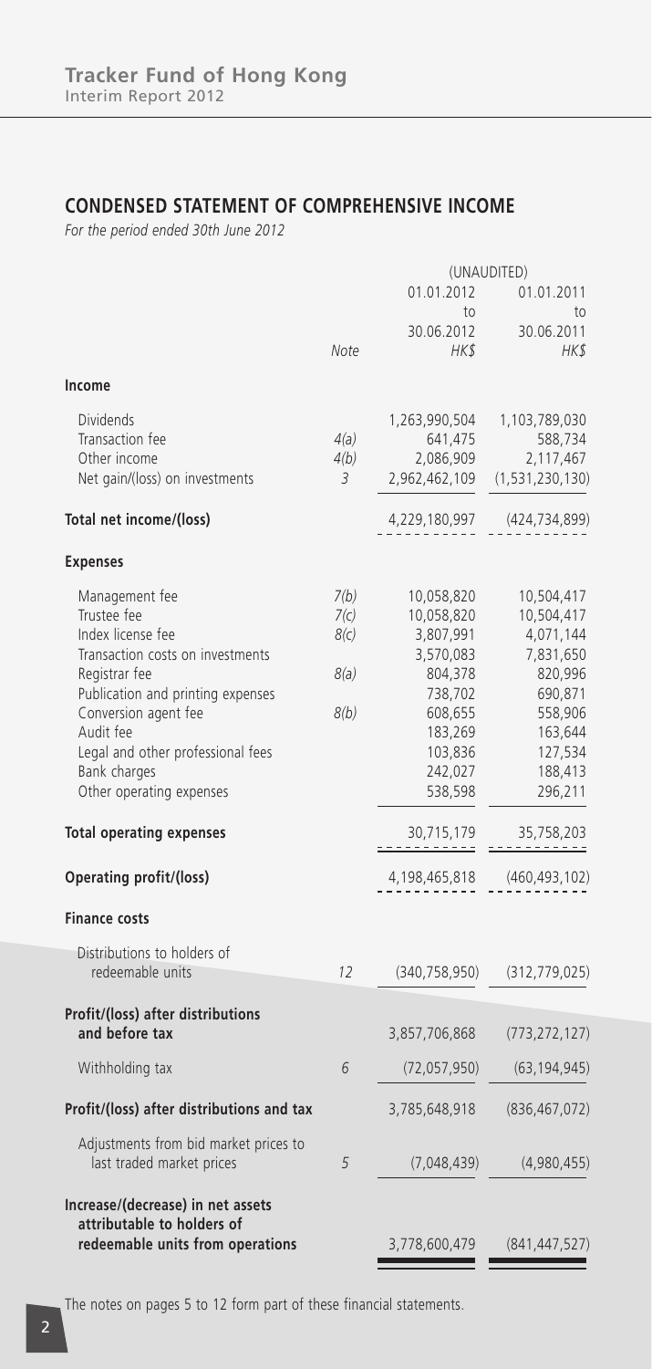## CONDENSED STATEMENT OF COMPREHENSIVE INCOME

*For the period ended 30th June 2012*

| | Note | (UNAUDITED) 01.01.2012 to 30.06.2012 HK$ | 01.01.2011 to 30.06.2011 HK$ |
|---|---|---|---|
| **Income** | | | |
| Dividends | | 1,263,990,504 | 1,103,789,030 |
| Transaction fee | 4(a) | 641,475 | 588,734 |
| Other income | 4(b) | 2,086,909 | 2,117,467 |
| Net gain/(loss) on investments | 3 | 2,962,462,109 | (1,531,230,130) |
| **Total net income/(loss)** | | 4,229,180,997 | (424,734,899) |
| **Expenses** | | | |
| Management fee | 7(b) | 10,058,820 | 10,504,417 |
| Trustee fee | 7(c) | 10,058,820 | 10,504,417 |
| Index license fee | 8(c) | 3,807,991 | 4,071,144 |
| Transaction costs on investments | | 3,570,083 | 7,831,650 |
| Registrar fee | 8(a) | 804,378 | 820,996 |
| Publication and printing expenses | | 738,702 | 690,871 |
| Conversion agent fee | 8(b) | 608,655 | 558,906 |
| Audit fee | | 183,269 | 163,644 |
| Legal and other professional fees | | 103,836 | 127,534 |
| Bank charges | | 242,027 | 188,413 |
| Other operating expenses | | 538,598 | 296,211 |
| **Total operating expenses** | | 30,715,179 | 35,758,203 |
| **Operating profit/(loss)** | | 4,198,465,818 | (460,493,102) |
| **Finance costs** | | | |
| Distributions to holders of redeemable units | 12 | (340,758,950) | (312,779,025) |
| **Profit/(loss) after distributions and before tax** | | 3,857,706,868 | (773,272,127) |
| Withholding tax | 6 | (72,057,950) | (63,194,945) |
| **Profit/(loss) after distributions and tax** | | 3,785,648,918 | (836,467,072) |
| Adjustments from bid market prices to last traded market prices | 5 | (7,048,439) | (4,980,455) |
| **Increase/(decrease) in net assets attributable to holders of redeemable units from operations** | | 3,778,600,479 | (841,447,527) |

The notes on pages 5 to 12 form part of these financial statements.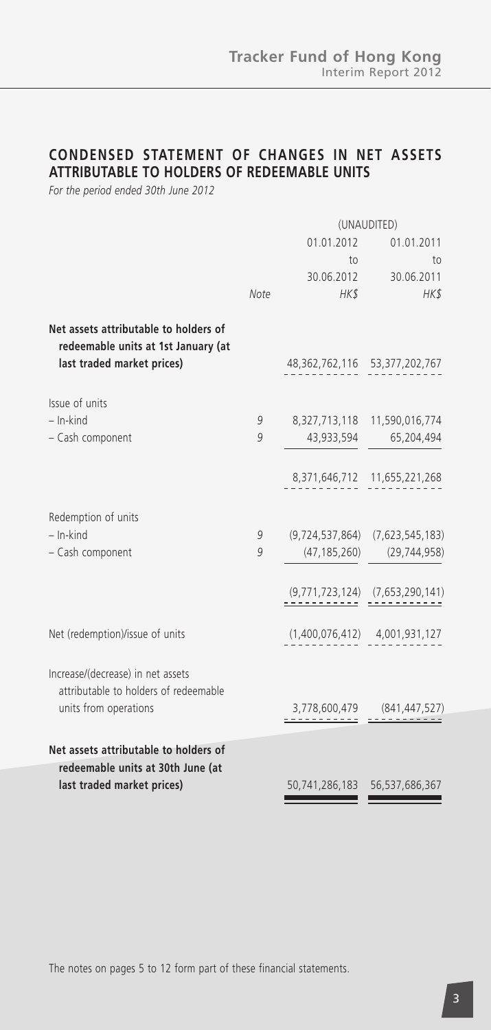## CONDENSED STATEMENT OF CHANGES IN NET ASSETS ATTRIBUTABLE TO HOLDERS OF REDEEMABLE UNITS

*For the period ended 30th June 2012*

| | Note | (UNAUDITED) 01.01.2012 to 30.06.2012 HK$ | 01.01.2011 to 30.06.2011 HK$ |
|---|---|---|---|
| **Net assets attributable to holders of redeemable units at 1st January (at last traded market prices)** | | 48,362,762,116 | 53,377,202,767 |
| Issue of units | | | |
| – In-kind | 9 | 8,327,713,118 | 11,590,016,774 |
| – Cash component | 9 | 43,933,594 | 65,204,494 |
| | | 8,371,646,712 | 11,655,221,268 |
| Redemption of units | | | |
| – In-kind | 9 | (9,724,537,864) | (7,623,545,183) |
| – Cash component | 9 | (47,185,260) | (29,744,958) |
| | | (9,771,723,124) | (7,653,290,141) |
| Net (redemption)/issue of units | | (1,400,076,412) | 4,001,931,127 |
| Increase/(decrease) in net assets attributable to holders of redeemable units from operations | | 3,778,600,479 | (841,447,527) |
| **Net assets attributable to holders of redeemable units at 30th June (at last traded market prices)** | | 50,741,286,183 | 56,537,686,367 |

The notes on pages 5 to 12 form part of these financial statements.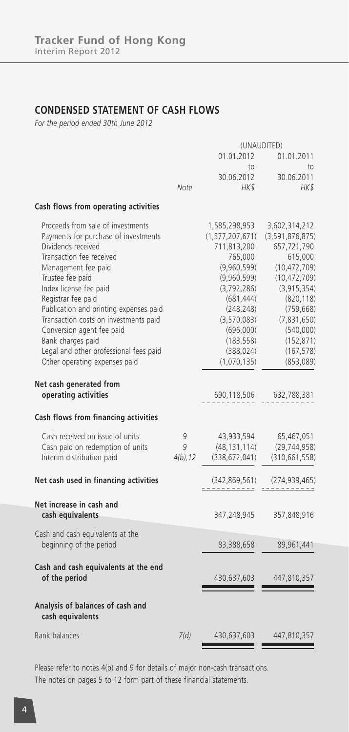## CONDENSED STATEMENT OF CASH FLOWS

*For the period ended 30th June 2012*

| | Note | (UNAUDITED) 01.01.2012 to 30.06.2012 HK$ | 01.01.2011 to 30.06.2011 HK$ |
|---|---|---|---|
| **Cash flows from operating activities** | | | |
| Proceeds from sale of investments | | 1,585,298,953 | 3,602,314,212 |
| Payments for purchase of investments | | (1,577,207,671) | (3,591,876,875) |
| Dividends received | | 711,813,200 | 657,721,790 |
| Transaction fee received | | 765,000 | 615,000 |
| Management fee paid | | (9,960,599) | (10,472,709) |
| Trustee fee paid | | (9,960,599) | (10,472,709) |
| Index license fee paid | | (3,792,286) | (3,915,354) |
| Registrar fee paid | | (681,444) | (820,118) |
| Publication and printing expenses paid | | (248,248) | (759,668) |
| Transaction costs on investments paid | | (3,570,083) | (7,831,650) |
| Conversion agent fee paid | | (696,000) | (540,000) |
| Bank charges paid | | (183,558) | (152,871) |
| Legal and other professional fees paid | | (388,024) | (167,578) |
| Other operating expenses paid | | (1,070,135) | (853,089) |
| **Net cash generated from operating activities** | | 690,118,506 | 632,788,381 |
| **Cash flows from financing activities** | | | |
| Cash received on issue of units | 9 | 43,933,594 | 65,467,051 |
| Cash paid on redemption of units | 9 | (48,131,114) | (29,744,958) |
| Interim distribution paid | 4(b), 12 | (338,672,041) | (310,661,558) |
| **Net cash used in financing activities** | | (342,869,561) | (274,939,465) |
| **Net increase in cash and cash equivalents** | | 347,248,945 | 357,848,916 |
| Cash and cash equivalents at the beginning of the period | | 83,388,658 | 89,961,441 |
| **Cash and cash equivalents at the end of the period** | | 430,637,603 | 447,810,357 |
| **Analysis of balances of cash and cash equivalents** | | | |
| Bank balances | 7(d) | 430,637,603 | 447,810,357 |

Please refer to notes 4(b) and 9 for details of major non-cash transactions.
The notes on pages 5 to 12 form part of these financial statements.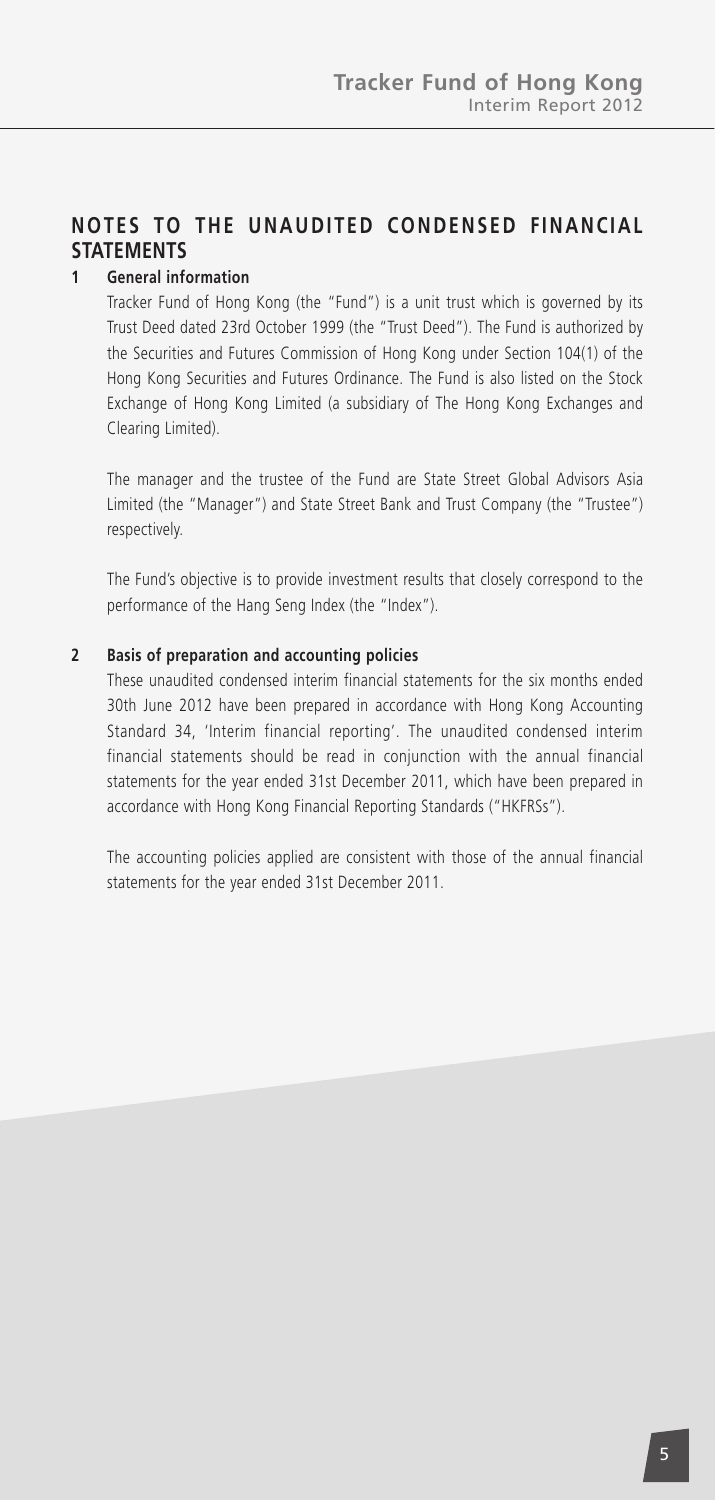## NOTES TO THE UNAUDITED CONDENSED FINANCIAL STATEMENTS

### 1 General information

Tracker Fund of Hong Kong (the "Fund") is a unit trust which is governed by its Trust Deed dated 23rd October 1999 (the "Trust Deed"). The Fund is authorized by the Securities and Futures Commission of Hong Kong under Section 104(1) of the Hong Kong Securities and Futures Ordinance. The Fund is also listed on the Stock Exchange of Hong Kong Limited (a subsidiary of The Hong Kong Exchanges and Clearing Limited).

The manager and the trustee of the Fund are State Street Global Advisors Asia Limited (the "Manager") and State Street Bank and Trust Company (the "Trustee") respectively.

The Fund's objective is to provide investment results that closely correspond to the performance of the Hang Seng Index (the "Index").

### 2 Basis of preparation and accounting policies

These unaudited condensed interim financial statements for the six months ended 30th June 2012 have been prepared in accordance with Hong Kong Accounting Standard 34, 'Interim financial reporting'. The unaudited condensed interim financial statements should be read in conjunction with the annual financial statements for the year ended 31st December 2011, which have been prepared in accordance with Hong Kong Financial Reporting Standards ("HKFRSs").

The accounting policies applied are consistent with those of the annual financial statements for the year ended 31st December 2011.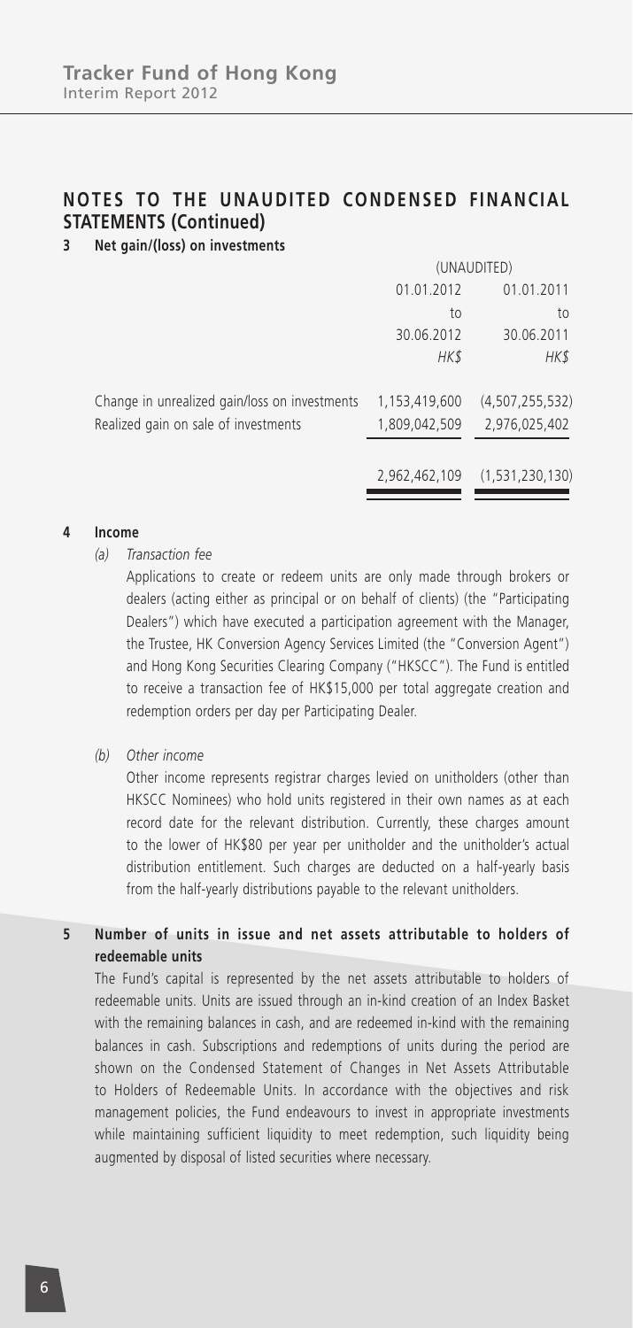## NOTES TO THE UNAUDITED CONDENSED FINANCIAL STATEMENTS (Continued)

### 3 Net gain/(loss) on investments

| | (UNAUDITED) | |
|---|---|---|
| | 01.01.2012 to 30.06.2012 | 01.01.2011 to 30.06.2011 |
| | *HK$* | *HK$* |
| Change in unrealized gain/loss on investments | 1,153,419,600 | (4,507,255,532) |
| Realized gain on sale of investments | 1,809,042,509 | 2,976,025,402 |
| | 2,962,462,109 | (1,531,230,130) |

### 4 Income

*(a) Transaction fee*

Applications to create or redeem units are only made through brokers or dealers (acting either as principal or on behalf of clients) (the "Participating Dealers") which have executed a participation agreement with the Manager, the Trustee, HK Conversion Agency Services Limited (the "Conversion Agent") and Hong Kong Securities Clearing Company ("HKSCC"). The Fund is entitled to receive a transaction fee of HK$15,000 per total aggregate creation and redemption orders per day per Participating Dealer.

*(b) Other income*

Other income represents registrar charges levied on unitholders (other than HKSCC Nominees) who hold units registered in their own names as at each record date for the relevant distribution. Currently, these charges amount to the lower of HK$80 per year per unitholder and the unitholder's actual distribution entitlement. Such charges are deducted on a half-yearly basis from the half-yearly distributions payable to the relevant unitholders.

### 5 Number of units in issue and net assets attributable to holders of redeemable units

The Fund's capital is represented by the net assets attributable to holders of redeemable units. Units are issued through an in-kind creation of an Index Basket with the remaining balances in cash, and are redeemed in-kind with the remaining balances in cash. Subscriptions and redemptions of units during the period are shown on the Condensed Statement of Changes in Net Assets Attributable to Holders of Redeemable Units. In accordance with the objectives and risk management policies, the Fund endeavours to invest in appropriate investments while maintaining sufficient liquidity to meet redemption, such liquidity being augmented by disposal of listed securities where necessary.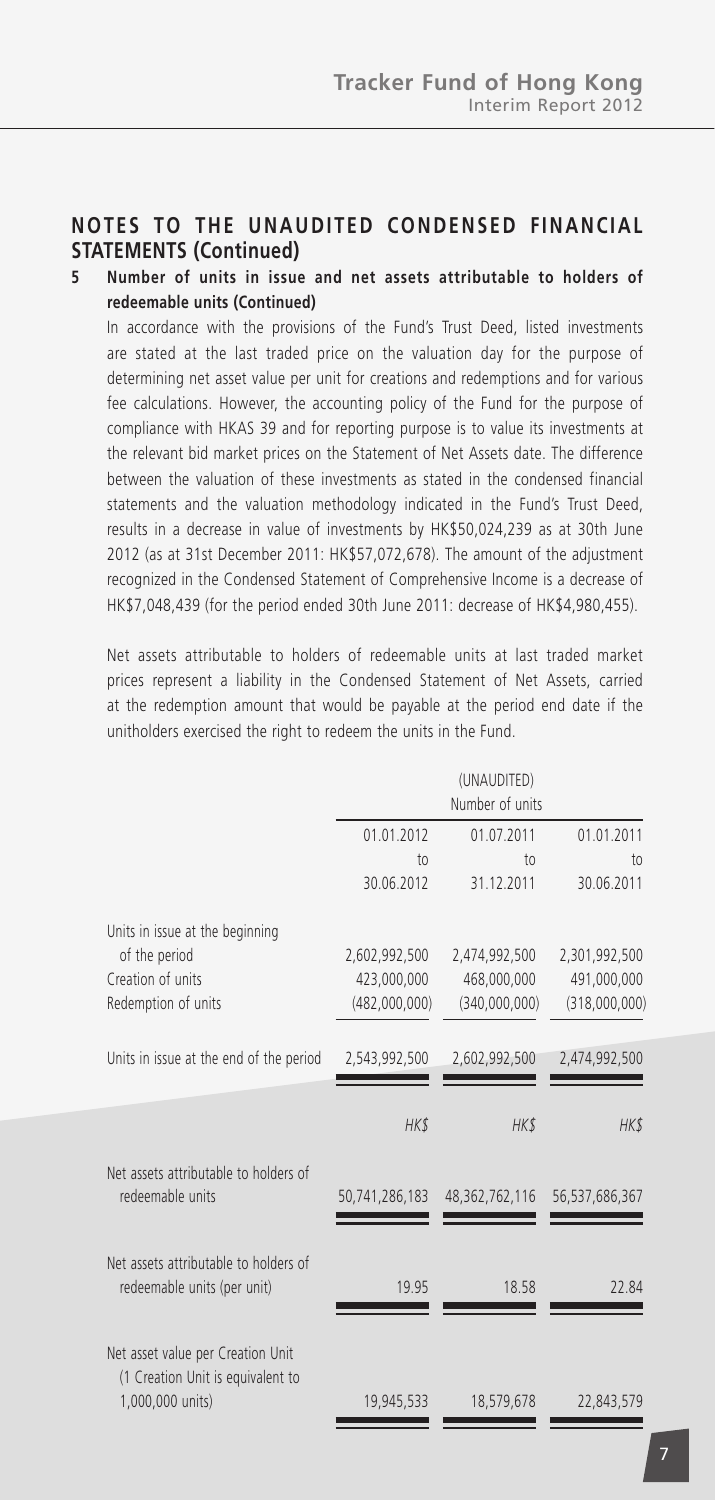## NOTES TO THE UNAUDITED CONDENSED FINANCIAL STATEMENTS (Continued)

### 5 Number of units in issue and net assets attributable to holders of redeemable units (Continued)

In accordance with the provisions of the Fund's Trust Deed, listed investments are stated at the last traded price on the valuation day for the purpose of determining net asset value per unit for creations and redemptions and for various fee calculations. However, the accounting policy of the Fund for the purpose of compliance with HKAS 39 and for reporting purpose is to value its investments at the relevant bid market prices on the Statement of Net Assets date. The difference between the valuation of these investments as stated in the condensed financial statements and the valuation methodology indicated in the Fund's Trust Deed, results in a decrease in value of investments by HK$50,024,239 as at 30th June 2012 (as at 31st December 2011: HK$57,072,678). The amount of the adjustment recognized in the Condensed Statement of Comprehensive Income is a decrease of HK$7,048,439 (for the period ended 30th June 2011: decrease of HK$4,980,455).

Net assets attributable to holders of redeemable units at last traded market prices represent a liability in the Condensed Statement of Net Assets, carried at the redemption amount that would be payable at the period end date if the unitholders exercised the right to redeem the units in the Fund.

| | (UNAUDITED) Number of units | | |
|---|---|---|---|
| | 01.01.2012 to 30.06.2012 | 01.07.2011 to 31.12.2011 | 01.01.2011 to 30.06.2011 |
| Units in issue at the beginning of the period | 2,602,992,500 | 2,474,992,500 | 2,301,992,500 |
| Creation of units | 423,000,000 | 468,000,000 | 491,000,000 |
| Redemption of units | (482,000,000) | (340,000,000) | (318,000,000) |
| Units in issue at the end of the period | 2,543,992,500 | 2,602,992,500 | 2,474,992,500 |
| | HK$ | HK$ | HK$ |
| Net assets attributable to holders of redeemable units | 50,741,286,183 | 48,362,762,116 | 56,537,686,367 |
| Net assets attributable to holders of redeemable units (per unit) | 19.95 | 18.58 | 22.84 |
| Net asset value per Creation Unit (1 Creation Unit is equivalent to 1,000,000 units) | 19,945,533 | 18,579,678 | 22,843,579 |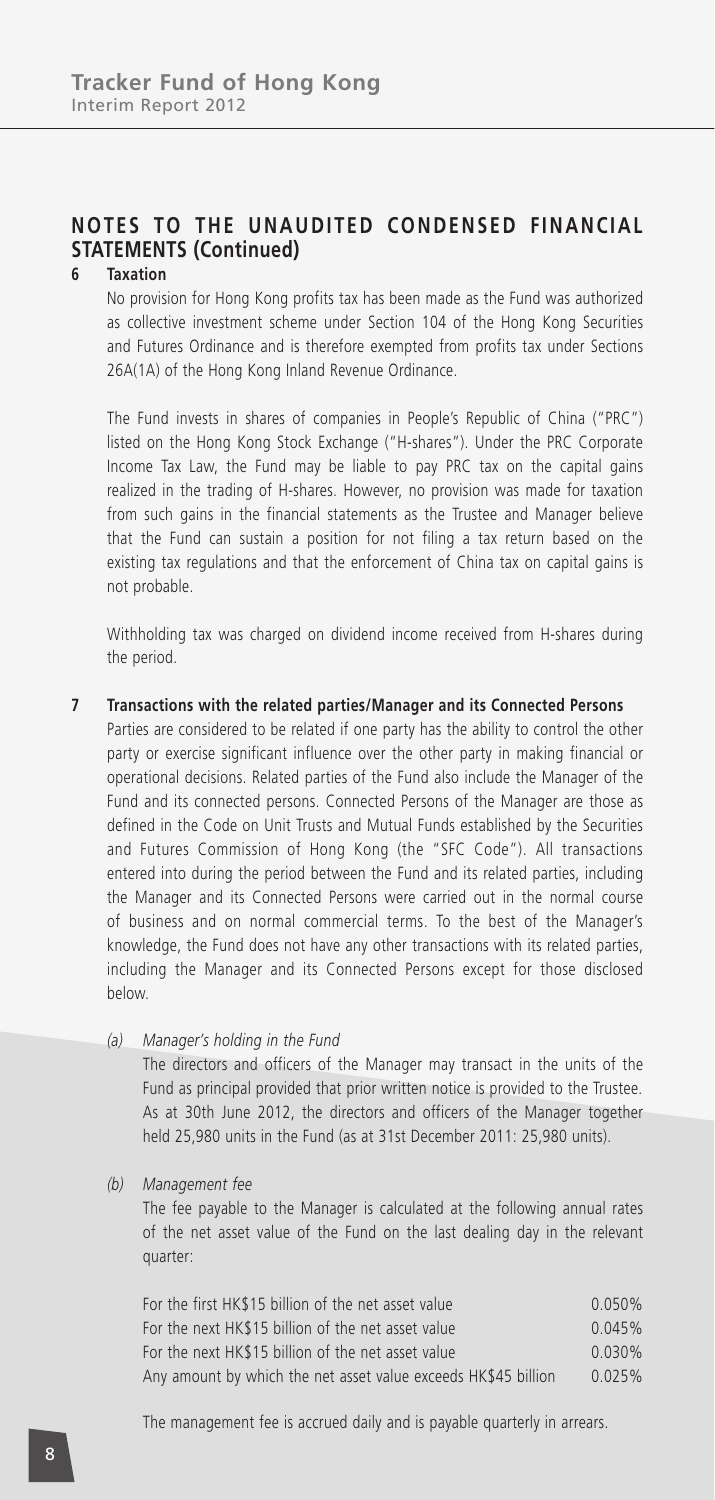## NOTES TO THE UNAUDITED CONDENSED FINANCIAL STATEMENTS (Continued)

### 6 Taxation

No provision for Hong Kong profits tax has been made as the Fund was authorized as collective investment scheme under Section 104 of the Hong Kong Securities and Futures Ordinance and is therefore exempted from profits tax under Sections 26A(1A) of the Hong Kong Inland Revenue Ordinance.

The Fund invests in shares of companies in People's Republic of China ("PRC") listed on the Hong Kong Stock Exchange ("H-shares"). Under the PRC Corporate Income Tax Law, the Fund may be liable to pay PRC tax on the capital gains realized in the trading of H-shares. However, no provision was made for taxation from such gains in the financial statements as the Trustee and Manager believe that the Fund can sustain a position for not filing a tax return based on the existing tax regulations and that the enforcement of China tax on capital gains is not probable.

Withholding tax was charged on dividend income received from H-shares during the period.

### 7 Transactions with the related parties/Manager and its Connected Persons

Parties are considered to be related if one party has the ability to control the other party or exercise significant influence over the other party in making financial or operational decisions. Related parties of the Fund also include the Manager of the Fund and its connected persons. Connected Persons of the Manager are those as defined in the Code on Unit Trusts and Mutual Funds established by the Securities and Futures Commission of Hong Kong (the "SFC Code"). All transactions entered into during the period between the Fund and its related parties, including the Manager and its Connected Persons were carried out in the normal course of business and on normal commercial terms. To the best of the Manager's knowledge, the Fund does not have any other transactions with its related parties, including the Manager and its Connected Persons except for those disclosed below.

*(a) Manager's holding in the Fund*

The directors and officers of the Manager may transact in the units of the Fund as principal provided that prior written notice is provided to the Trustee. As at 30th June 2012, the directors and officers of the Manager together held 25,980 units in the Fund (as at 31st December 2011: 25,980 units).

*(b) Management fee*

The fee payable to the Manager is calculated at the following annual rates of the net asset value of the Fund on the last dealing day in the relevant quarter:

| | |
|---|---|
| For the first HK$15 billion of the net asset value | 0.050% |
| For the next HK$15 billion of the net asset value | 0.045% |
| For the next HK$15 billion of the net asset value | 0.030% |
| Any amount by which the net asset value exceeds HK$45 billion | 0.025% |

The management fee is accrued daily and is payable quarterly in arrears.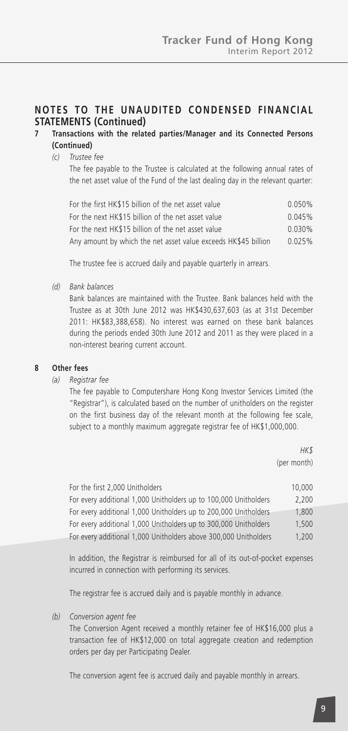## NOTES TO THE UNAUDITED CONDENSED FINANCIAL STATEMENTS (Continued)

### 7 Transactions with the related parties/Manager and its Connected Persons (Continued)

*(c) Trustee fee*

The fee payable to the Trustee is calculated at the following annual rates of the net asset value of the Fund of the last dealing day in the relevant quarter:

| | |
|---|---|
| For the first HK$15 billion of the net asset value | 0.050% |
| For the next HK$15 billion of the net asset value | 0.045% |
| For the next HK$15 billion of the net asset value | 0.030% |
| Any amount by which the net asset value exceeds HK$45 billion | 0.025% |

The trustee fee is accrued daily and payable quarterly in arrears.

*(d) Bank balances*

Bank balances are maintained with the Trustee. Bank balances held with the Trustee as at 30th June 2012 was HK$430,637,603 (as at 31st December 2011: HK$83,388,658). No interest was earned on these bank balances during the periods ended 30th June 2012 and 2011 as they were placed in a non-interest bearing current account.

### 8 Other fees

*(a) Registrar fee*

The fee payable to Computershare Hong Kong Investor Services Limited (the "Registrar"), is calculated based on the number of unitholders on the register on the first business day of the relevant month at the following fee scale, subject to a monthly maximum aggregate registrar fee of HK$1,000,000.

| | *HK$* (per month) |
|---|---|
| For the first 2,000 Unitholders | 10,000 |
| For every additional 1,000 Unitholders up to 100,000 Unitholders | 2,200 |
| For every additional 1,000 Unitholders up to 200,000 Unitholders | 1,800 |
| For every additional 1,000 Unitholders up to 300,000 Unitholders | 1,500 |
| For every additional 1,000 Unitholders above 300,000 Unitholders | 1,200 |

In addition, the Registrar is reimbursed for all of its out-of-pocket expenses incurred in connection with performing its services.

The registrar fee is accrued daily and is payable monthly in advance.

*(b) Conversion agent fee*

The Conversion Agent received a monthly retainer fee of HK$16,000 plus a transaction fee of HK$12,000 on total aggregate creation and redemption orders per day per Participating Dealer.

The conversion agent fee is accrued daily and payable monthly in arrears.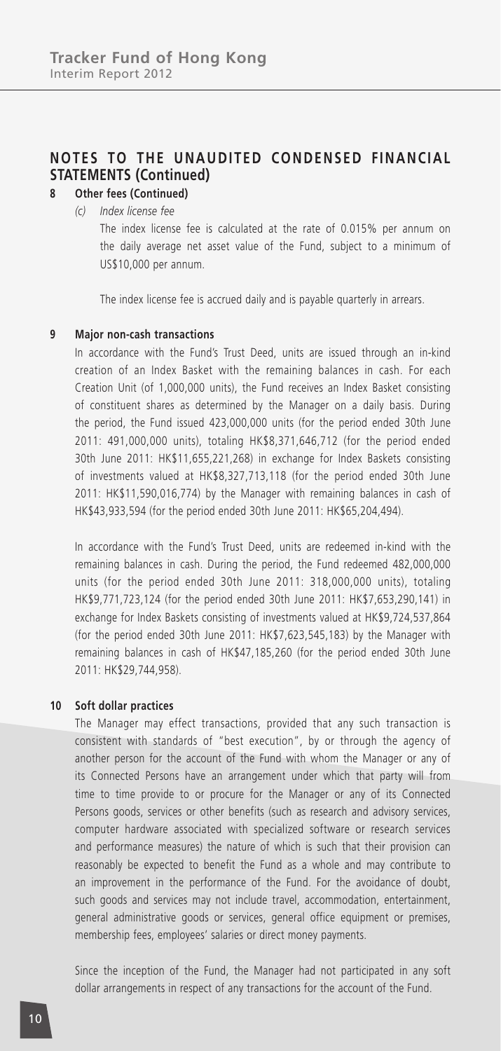## NOTES TO THE UNAUDITED CONDENSED FINANCIAL STATEMENTS (Continued)

### 8 Other fees (Continued)

*(c) Index license fee*

The index license fee is calculated at the rate of 0.015% per annum on the daily average net asset value of the Fund, subject to a minimum of US$10,000 per annum.

The index license fee is accrued daily and is payable quarterly in arrears.

### 9 Major non-cash transactions

In accordance with the Fund's Trust Deed, units are issued through an in-kind creation of an Index Basket with the remaining balances in cash. For each Creation Unit (of 1,000,000 units), the Fund receives an Index Basket consisting of constituent shares as determined by the Manager on a daily basis. During the period, the Fund issued 423,000,000 units (for the period ended 30th June 2011: 491,000,000 units), totaling HK$8,371,646,712 (for the period ended 30th June 2011: HK$11,655,221,268) in exchange for Index Baskets consisting of investments valued at HK$8,327,713,118 (for the period ended 30th June 2011: HK$11,590,016,774) by the Manager with remaining balances in cash of HK$43,933,594 (for the period ended 30th June 2011: HK$65,204,494).

In accordance with the Fund's Trust Deed, units are redeemed in-kind with the remaining balances in cash. During the period, the Fund redeemed 482,000,000 units (for the period ended 30th June 2011: 318,000,000 units), totaling HK$9,771,723,124 (for the period ended 30th June 2011: HK$7,653,290,141) in exchange for Index Baskets consisting of investments valued at HK$9,724,537,864 (for the period ended 30th June 2011: HK$7,623,545,183) by the Manager with remaining balances in cash of HK$47,185,260 (for the period ended 30th June 2011: HK$29,744,958).

### 10 Soft dollar practices

The Manager may effect transactions, provided that any such transaction is consistent with standards of "best execution", by or through the agency of another person for the account of the Fund with whom the Manager or any of its Connected Persons have an arrangement under which that party will from time to time provide to or procure for the Manager or any of its Connected Persons goods, services or other benefits (such as research and advisory services, computer hardware associated with specialized software or research services and performance measures) the nature of which is such that their provision can reasonably be expected to benefit the Fund as a whole and may contribute to an improvement in the performance of the Fund. For the avoidance of doubt, such goods and services may not include travel, accommodation, entertainment, general administrative goods or services, general office equipment or premises, membership fees, employees' salaries or direct money payments.

Since the inception of the Fund, the Manager had not participated in any soft dollar arrangements in respect of any transactions for the account of the Fund.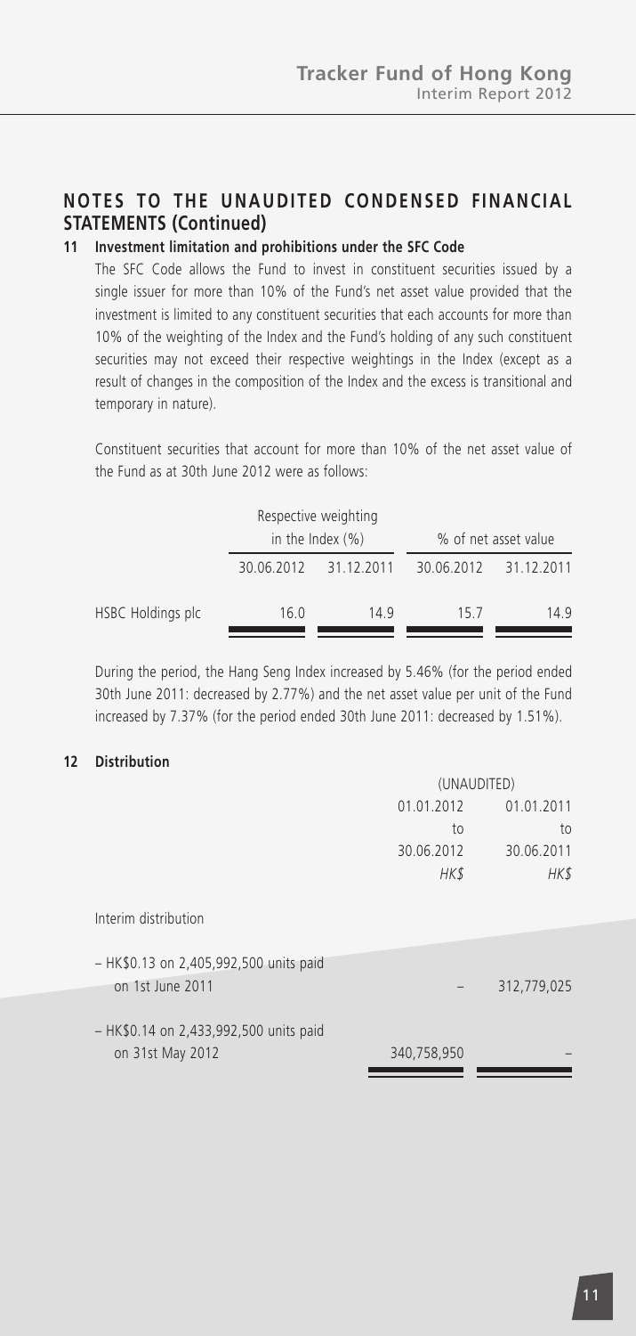## NOTES TO THE UNAUDITED CONDENSED FINANCIAL STATEMENTS (Continued)

### 11 Investment limitation and prohibitions under the SFC Code

The SFC Code allows the Fund to invest in constituent securities issued by a single issuer for more than 10% of the Fund's net asset value provided that the investment is limited to any constituent securities that each accounts for more than 10% of the weighting of the Index and the Fund's holding of any such constituent securities may not exceed their respective weightings in the Index (except as a result of changes in the composition of the Index and the excess is transitional and temporary in nature).

Constituent securities that account for more than 10% of the net asset value of the Fund as at 30th June 2012 were as follows:

| | Respective weighting in the Index (%) | | % of net asset value | |
|---|---|---|---|---|
| | 30.06.2012 | 31.12.2011 | 30.06.2012 | 31.12.2011 |
| HSBC Holdings plc | 16.0 | 14.9 | 15.7 | 14.9 |

During the period, the Hang Seng Index increased by 5.46% (for the period ended 30th June 2011: decreased by 2.77%) and the net asset value per unit of the Fund increased by 7.37% (for the period ended 30th June 2011: decreased by 1.51%).

### 12 Distribution

| | (UNAUDITED) | |
|---|---|---|
| | 01.01.2012 to 30.06.2012 | 01.01.2011 to 30.06.2011 |
| | *HK$* | *HK$* |
| Interim distribution | | |
| – HK$0.13 on 2,405,992,500 units paid on 1st June 2011 | – | 312,779,025 |
| – HK$0.14 on 2,433,992,500 units paid on 31st May 2012 | 340,758,950 | – |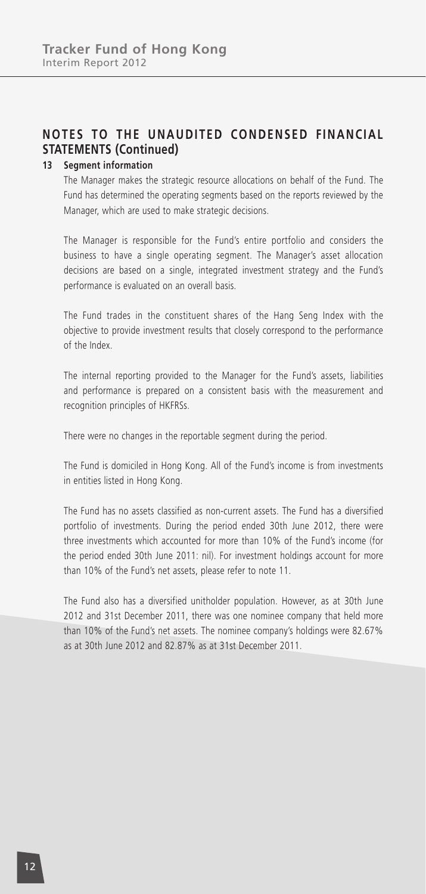## NOTES TO THE UNAUDITED CONDENSED FINANCIAL STATEMENTS (Continued)

### 13 Segment information

The Manager makes the strategic resource allocations on behalf of the Fund. The Fund has determined the operating segments based on the reports reviewed by the Manager, which are used to make strategic decisions.

The Manager is responsible for the Fund's entire portfolio and considers the business to have a single operating segment. The Manager's asset allocation decisions are based on a single, integrated investment strategy and the Fund's performance is evaluated on an overall basis.

The Fund trades in the constituent shares of the Hang Seng Index with the objective to provide investment results that closely correspond to the performance of the Index.

The internal reporting provided to the Manager for the Fund's assets, liabilities and performance is prepared on a consistent basis with the measurement and recognition principles of HKFRSs.

There were no changes in the reportable segment during the period.

The Fund is domiciled in Hong Kong. All of the Fund's income is from investments in entities listed in Hong Kong.

The Fund has no assets classified as non-current assets. The Fund has a diversified portfolio of investments. During the period ended 30th June 2012, there were three investments which accounted for more than 10% of the Fund's income (for the period ended 30th June 2011: nil). For investment holdings account for more than 10% of the Fund's net assets, please refer to note 11.

The Fund also has a diversified unitholder population. However, as at 30th June 2012 and 31st December 2011, there was one nominee company that held more than 10% of the Fund's net assets. The nominee company's holdings were 82.67% as at 30th June 2012 and 82.87% as at 31st December 2011.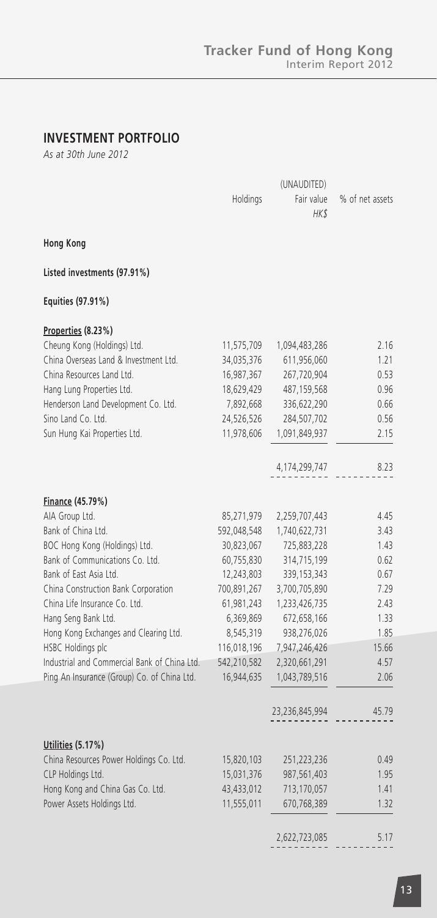## INVESTMENT PORTFOLIO

*As at 30th June 2012*

| | Holdings | (UNAUDITED) Fair value HK$ | % of net assets |
|---|---|---|---|
| **Hong Kong** | | | |
| **Listed investments (97.91%)** | | | |
| **Equities (97.91%)** | | | |
| **Properties (8.23%)** | | | |
| Cheung Kong (Holdings) Ltd. | 11,575,709 | 1,094,483,286 | 2.16 |
| China Overseas Land & Investment Ltd. | 34,035,376 | 611,956,060 | 1.21 |
| China Resources Land Ltd. | 16,987,367 | 267,720,904 | 0.53 |
| Hang Lung Properties Ltd. | 18,629,429 | 487,159,568 | 0.96 |
| Henderson Land Development Co. Ltd. | 7,892,668 | 336,622,290 | 0.66 |
| Sino Land Co. Ltd. | 24,526,526 | 284,507,702 | 0.56 |
| Sun Hung Kai Properties Ltd. | 11,978,606 | 1,091,849,937 | 2.15 |
| | | 4,174,299,747 | 8.23 |
| **Finance (45.79%)** | | | |
| AIA Group Ltd. | 85,271,979 | 2,259,707,443 | 4.45 |
| Bank of China Ltd. | 592,048,548 | 1,740,622,731 | 3.43 |
| BOC Hong Kong (Holdings) Ltd. | 30,823,067 | 725,883,228 | 1.43 |
| Bank of Communications Co. Ltd. | 60,755,830 | 314,715,199 | 0.62 |
| Bank of East Asia Ltd. | 12,243,803 | 339,153,343 | 0.67 |
| China Construction Bank Corporation | 700,891,267 | 3,700,705,890 | 7.29 |
| China Life Insurance Co. Ltd. | 61,981,243 | 1,233,426,735 | 2.43 |
| Hang Seng Bank Ltd. | 6,369,869 | 672,658,166 | 1.33 |
| Hong Kong Exchanges and Clearing Ltd. | 8,545,319 | 938,276,026 | 1.85 |
| HSBC Holdings plc | 116,018,196 | 7,947,246,426 | 15.66 |
| Industrial and Commercial Bank of China Ltd. | 542,210,582 | 2,320,661,291 | 4.57 |
| Ping An Insurance (Group) Co. of China Ltd. | 16,944,635 | 1,043,789,516 | 2.06 |
| | | 23,236,845,994 | 45.79 |
| **Utilities (5.17%)** | | | |
| China Resources Power Holdings Co. Ltd. | 15,820,103 | 251,223,236 | 0.49 |
| CLP Holdings Ltd. | 15,031,376 | 987,561,403 | 1.95 |
| Hong Kong and China Gas Co. Ltd. | 43,433,012 | 713,170,057 | 1.41 |
| Power Assets Holdings Ltd. | 11,555,011 | 670,768,389 | 1.32 |
| | | 2,622,723,085 | 5.17 |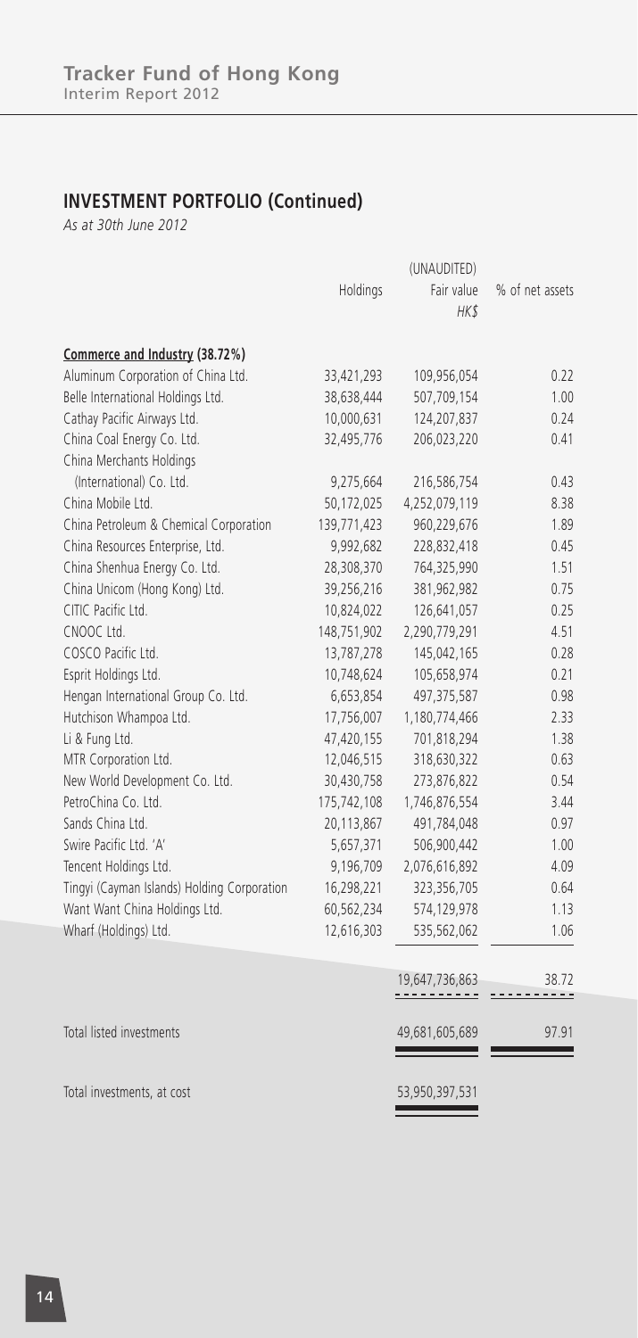## INVESTMENT PORTFOLIO (Continued)

*As at 30th June 2012*

| | Holdings | (UNAUDITED) Fair value HK$ | % of net assets |
|---|---|---|---|
| **Commerce and Industry (38.72%)** | | | |
| Aluminum Corporation of China Ltd. | 33,421,293 | 109,956,054 | 0.22 |
| Belle International Holdings Ltd. | 38,638,444 | 507,709,154 | 1.00 |
| Cathay Pacific Airways Ltd. | 10,000,631 | 124,207,837 | 0.24 |
| China Coal Energy Co. Ltd. | 32,495,776 | 206,023,220 | 0.41 |
| China Merchants Holdings (International) Co. Ltd. | 9,275,664 | 216,586,754 | 0.43 |
| China Mobile Ltd. | 50,172,025 | 4,252,079,119 | 8.38 |
| China Petroleum & Chemical Corporation | 139,771,423 | 960,229,676 | 1.89 |
| China Resources Enterprise, Ltd. | 9,992,682 | 228,832,418 | 0.45 |
| China Shenhua Energy Co. Ltd. | 28,308,370 | 764,325,990 | 1.51 |
| China Unicom (Hong Kong) Ltd. | 39,256,216 | 381,962,982 | 0.75 |
| CITIC Pacific Ltd. | 10,824,022 | 126,641,057 | 0.25 |
| CNOOC Ltd. | 148,751,902 | 2,290,779,291 | 4.51 |
| COSCO Pacific Ltd. | 13,787,278 | 145,042,165 | 0.28 |
| Esprit Holdings Ltd. | 10,748,624 | 105,658,974 | 0.21 |
| Hengan International Group Co. Ltd. | 6,653,854 | 497,375,587 | 0.98 |
| Hutchison Whampoa Ltd. | 17,756,007 | 1,180,774,466 | 2.33 |
| Li & Fung Ltd. | 47,420,155 | 701,818,294 | 1.38 |
| MTR Corporation Ltd. | 12,046,515 | 318,630,322 | 0.63 |
| New World Development Co. Ltd. | 30,430,758 | 273,876,822 | 0.54 |
| PetroChina Co. Ltd. | 175,742,108 | 1,746,876,554 | 3.44 |
| Sands China Ltd. | 20,113,867 | 491,784,048 | 0.97 |
| Swire Pacific Ltd. 'A' | 5,657,371 | 506,900,442 | 1.00 |
| Tencent Holdings Ltd. | 9,196,709 | 2,076,616,892 | 4.09 |
| Tingyi (Cayman Islands) Holding Corporation | 16,298,221 | 323,356,705 | 0.64 |
| Want Want China Holdings Ltd. | 60,562,234 | 574,129,978 | 1.13 |
| Wharf (Holdings) Ltd. | 12,616,303 | 535,562,062 | 1.06 |
| | | 19,647,736,863 | 38.72 |
| Total listed investments | | 49,681,605,689 | 97.91 |
| Total investments, at cost | | 53,950,397,531 | |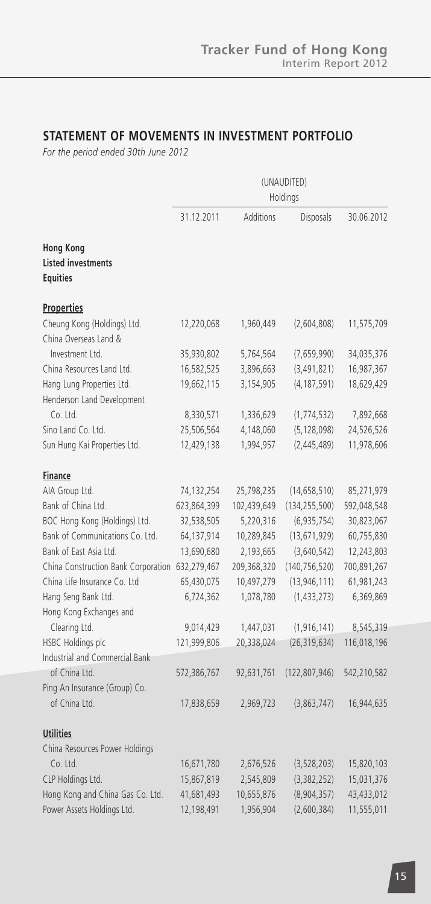## STATEMENT OF MOVEMENTS IN INVESTMENT PORTFOLIO

*For the period ended 30th June 2012*

| | (UNAUDITED) Holdings | | | |
|---|---|---|---|---|
| | 31.12.2011 | Additions | Disposals | 30.06.2012 |
| **Hong Kong** | | | | |
| **Listed investments** | | | | |
| **Equities** | | | | |
| **Properties** | | | | |
| Cheung Kong (Holdings) Ltd. | 12,220,068 | 1,960,449 | (2,604,808) | 11,575,709 |
| China Overseas Land & Investment Ltd. | 35,930,802 | 5,764,564 | (7,659,990) | 34,035,376 |
| China Resources Land Ltd. | 16,582,525 | 3,896,663 | (3,491,821) | 16,987,367 |
| Hang Lung Properties Ltd. | 19,662,115 | 3,154,905 | (4,187,591) | 18,629,429 |
| Henderson Land Development Co. Ltd. | 8,330,571 | 1,336,629 | (1,774,532) | 7,892,668 |
| Sino Land Co. Ltd. | 25,506,564 | 4,148,060 | (5,128,098) | 24,526,526 |
| Sun Hung Kai Properties Ltd. | 12,429,138 | 1,994,957 | (2,445,489) | 11,978,606 |
| **Finance** | | | | |
| AIA Group Ltd. | 74,132,254 | 25,798,235 | (14,658,510) | 85,271,979 |
| Bank of China Ltd. | 623,864,399 | 102,439,649 | (134,255,500) | 592,048,548 |
| BOC Hong Kong (Holdings) Ltd. | 32,538,505 | 5,220,316 | (6,935,754) | 30,823,067 |
| Bank of Communications Co. Ltd. | 64,137,914 | 10,289,845 | (13,671,929) | 60,755,830 |
| Bank of East Asia Ltd. | 13,690,680 | 2,193,665 | (3,640,542) | 12,243,803 |
| China Construction Bank Corporation | 632,279,467 | 209,368,320 | (140,756,520) | 700,891,267 |
| China Life Insurance Co. Ltd | 65,430,075 | 10,497,279 | (13,946,111) | 61,981,243 |
| Hang Seng Bank Ltd. | 6,724,362 | 1,078,780 | (1,433,273) | 6,369,869 |
| Hong Kong Exchanges and Clearing Ltd. | 9,014,429 | 1,447,031 | (1,916,141) | 8,545,319 |
| HSBC Holdings plc | 121,999,806 | 20,338,024 | (26,319,634) | 116,018,196 |
| Industrial and Commercial Bank of China Ltd. | 572,386,767 | 92,631,761 | (122,807,946) | 542,210,582 |
| Ping An Insurance (Group) Co. of China Ltd. | 17,838,659 | 2,969,723 | (3,863,747) | 16,944,635 |
| **Utilities** | | | | |
| China Resources Power Holdings Co. Ltd. | 16,671,780 | 2,676,526 | (3,528,203) | 15,820,103 |
| CLP Holdings Ltd. | 15,867,819 | 2,545,809 | (3,382,252) | 15,031,376 |
| Hong Kong and China Gas Co. Ltd. | 41,681,493 | 10,655,876 | (8,904,357) | 43,433,012 |
| Power Assets Holdings Ltd. | 12,198,491 | 1,956,904 | (2,600,384) | 11,555,011 |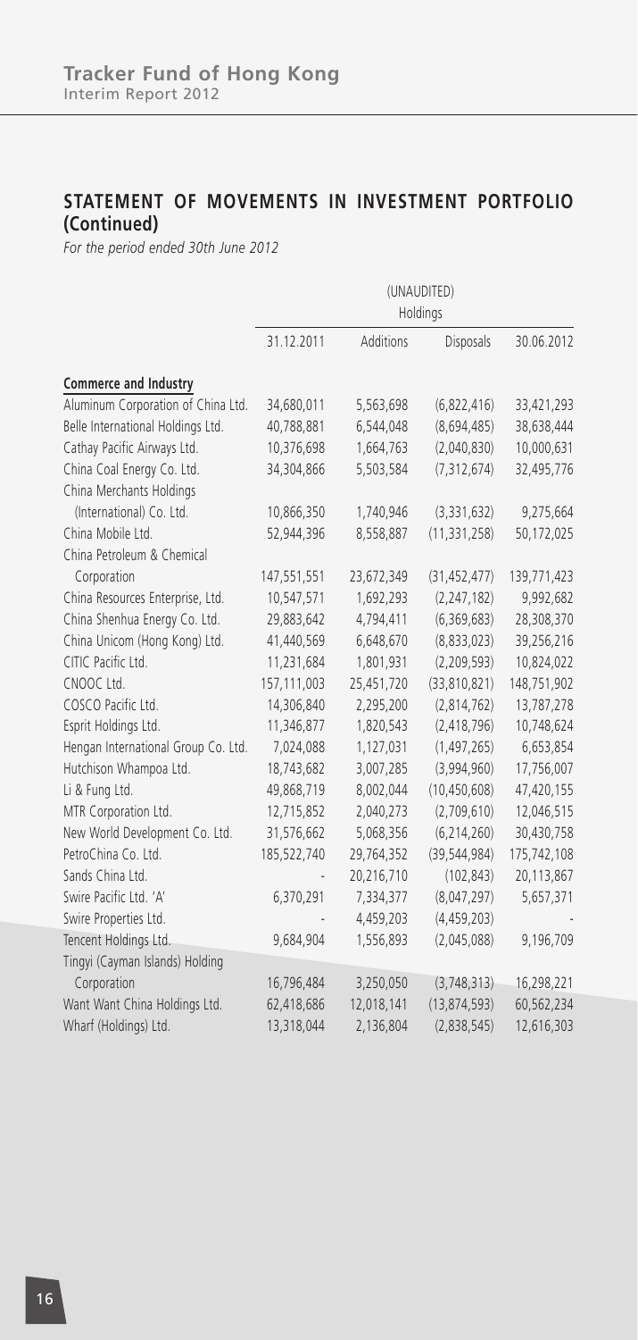## STATEMENT OF MOVEMENTS IN INVESTMENT PORTFOLIO (Continued)

*For the period ended 30th June 2012*

| | (UNAUDITED) | | | |
|---|---|---|---|---|
| | Holdings | | | |
| | 31.12.2011 | Additions | Disposals | 30.06.2012 |
| **Commerce and Industry** | | | | |
| Aluminum Corporation of China Ltd. | 34,680,011 | 5,563,698 | (6,822,416) | 33,421,293 |
| Belle International Holdings Ltd. | 40,788,881 | 6,544,048 | (8,694,485) | 38,638,444 |
| Cathay Pacific Airways Ltd. | 10,376,698 | 1,664,763 | (2,040,830) | 10,000,631 |
| China Coal Energy Co. Ltd. | 34,304,866 | 5,503,584 | (7,312,674) | 32,495,776 |
| China Merchants Holdings (International) Co. Ltd. | 10,866,350 | 1,740,946 | (3,331,632) | 9,275,664 |
| China Mobile Ltd. | 52,944,396 | 8,558,887 | (11,331,258) | 50,172,025 |
| China Petroleum & Chemical Corporation | 147,551,551 | 23,672,349 | (31,452,477) | 139,771,423 |
| China Resources Enterprise, Ltd. | 10,547,571 | 1,692,293 | (2,247,182) | 9,992,682 |
| China Shenhua Energy Co. Ltd. | 29,883,642 | 4,794,411 | (6,369,683) | 28,308,370 |
| China Unicom (Hong Kong) Ltd. | 41,440,569 | 6,648,670 | (8,833,023) | 39,256,216 |
| CITIC Pacific Ltd. | 11,231,684 | 1,801,931 | (2,209,593) | 10,824,022 |
| CNOOC Ltd. | 157,111,003 | 25,451,720 | (33,810,821) | 148,751,902 |
| COSCO Pacific Ltd. | 14,306,840 | 2,295,200 | (2,814,762) | 13,787,278 |
| Esprit Holdings Ltd. | 11,346,877 | 1,820,543 | (2,418,796) | 10,748,624 |
| Hengan International Group Co. Ltd. | 7,024,088 | 1,127,031 | (1,497,265) | 6,653,854 |
| Hutchison Whampoa Ltd. | 18,743,682 | 3,007,285 | (3,994,960) | 17,756,007 |
| Li & Fung Ltd. | 49,868,719 | 8,002,044 | (10,450,608) | 47,420,155 |
| MTR Corporation Ltd. | 12,715,852 | 2,040,273 | (2,709,610) | 12,046,515 |
| New World Development Co. Ltd. | 31,576,662 | 5,068,356 | (6,214,260) | 30,430,758 |
| PetroChina Co. Ltd. | 185,522,740 | 29,764,352 | (39,544,984) | 175,742,108 |
| Sands China Ltd. | - | 20,216,710 | (102,843) | 20,113,867 |
| Swire Pacific Ltd. 'A' | 6,370,291 | 7,334,377 | (8,047,297) | 5,657,371 |
| Swire Properties Ltd. | - | 4,459,203 | (4,459,203) | - |
| Tencent Holdings Ltd. | 9,684,904 | 1,556,893 | (2,045,088) | 9,196,709 |
| Tingyi (Cayman Islands) Holding Corporation | 16,796,484 | 3,250,050 | (3,748,313) | 16,298,221 |
| Want Want China Holdings Ltd. | 62,418,686 | 12,018,141 | (13,874,593) | 60,562,234 |
| Wharf (Holdings) Ltd. | 13,318,044 | 2,136,804 | (2,838,545) | 12,616,303 |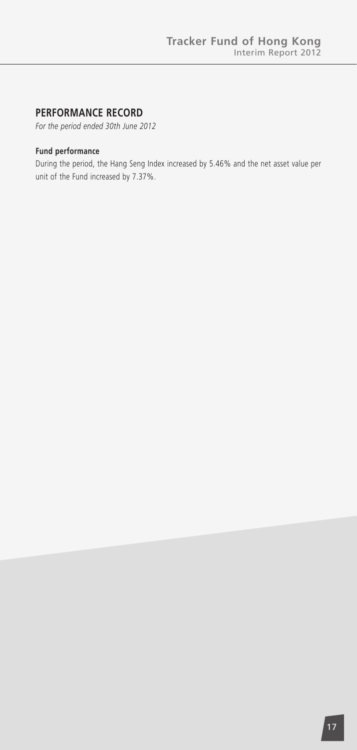## PERFORMANCE RECORD

*For the period ended 30th June 2012*

**Fund performance**

During the period, the Hang Seng Index increased by 5.46% and the net asset value per unit of the Fund increased by 7.37%.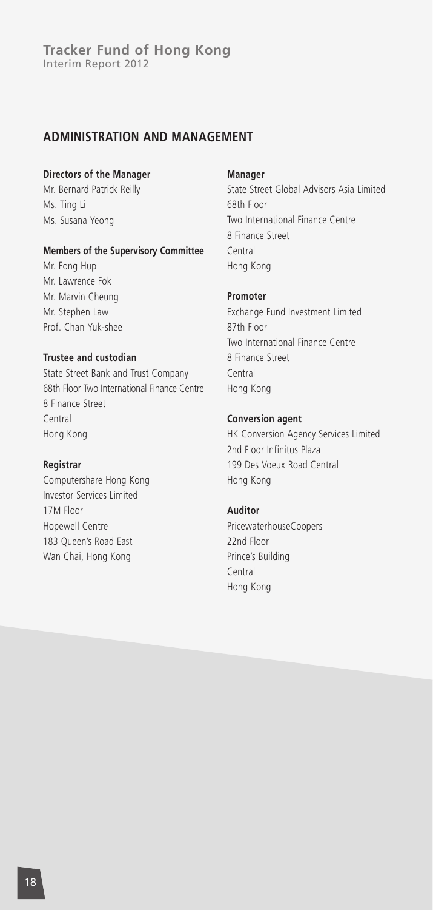## ADMINISTRATION AND MANAGEMENT

**Directors of the Manager**

Mr. Bernard Patrick Reilly
Ms. Ting Li
Ms. Susana Yeong

**Members of the Supervisory Committee**

Mr. Fong Hup
Mr. Lawrence Fok
Mr. Marvin Cheung
Mr. Stephen Law
Prof. Chan Yuk-shee

**Trustee and custodian**

State Street Bank and Trust Company
68th Floor Two International Finance Centre
8 Finance Street
Central
Hong Kong

**Registrar**

Computershare Hong Kong
Investor Services Limited
17M Floor
Hopewell Centre
183 Queen's Road East
Wan Chai, Hong Kong

**Manager**

State Street Global Advisors Asia Limited
68th Floor
Two International Finance Centre
8 Finance Street
Central
Hong Kong

**Promoter**

Exchange Fund Investment Limited
87th Floor
Two International Finance Centre
8 Finance Street
Central
Hong Kong

**Conversion agent**

HK Conversion Agency Services Limited
2nd Floor Infinitus Plaza
199 Des Voeux Road Central
Hong Kong

**Auditor**

PricewaterhouseCoopers
22nd Floor
Prince's Building
Central
Hong Kong